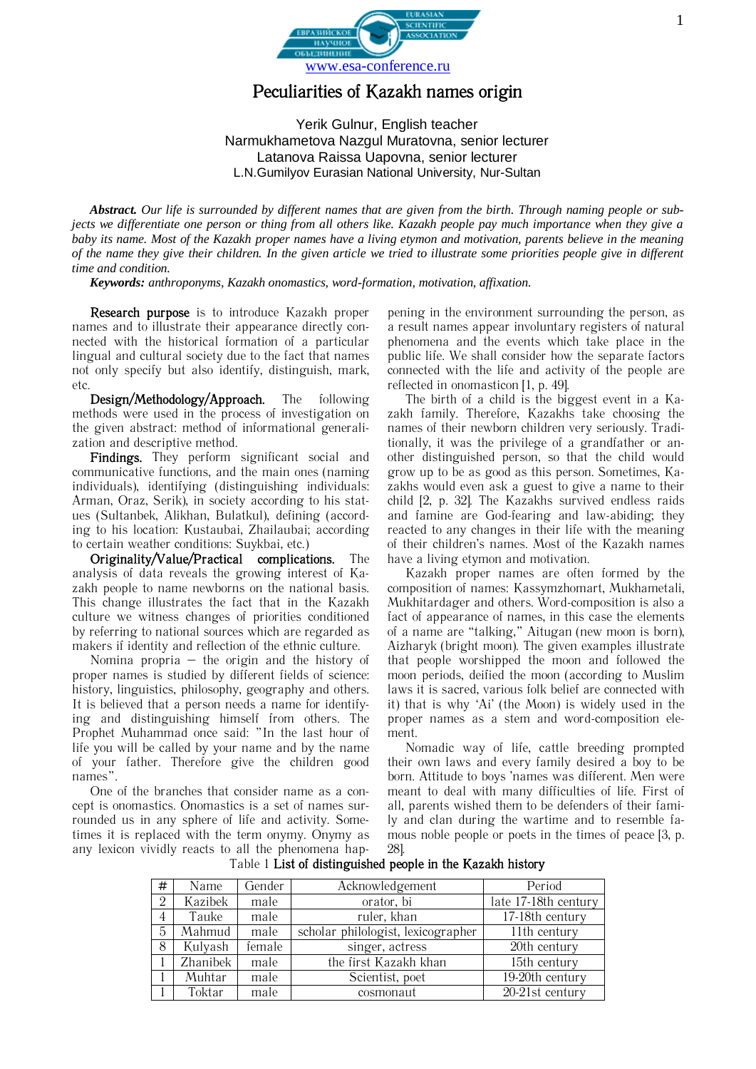www.esa-conference.ru

# Peculiarities of Kazakh names origin

Yerik Gulnur, English teacher
Narmukhametova Nazgul Muratovna, senior lecturer
Latanova Raissa Uapovna, senior lecturer
L.N.Gumilyov Eurasian National University, Nur-Sultan

***Abstract.*** *Our life is surrounded by different names that are given from the birth. Through naming people or subjects we differentiate one person or thing from all others like. Kazakh people pay much importance when they give a baby its name. Most of the Kazakh proper names have a living etymon and motivation, parents believe in the meaning of the name they give their children. In the given article we tried to illustrate some priorities people give in different time and condition.*

***Keywords:*** *anthroponyms, Kazakh onomastics, word-formation, motivation, affixation.*

**Research purpose** is to introduce Kazakh proper names and to illustrate their appearance directly connected with the historical formation of a particular lingual and cultural society due to the fact that names not only specify but also identify, distinguish, mark, etc.

**Design/Methodology/Approach.** The following methods were used in the process of investigation on the given abstract: method of informational generalization and descriptive method.

**Findings.** They perform significant social and communicative functions, and the main ones (naming individuals), identifying (distinguishing individuals: Arman, Oraz, Serik), in society according to his statues (Sultanbek, Alikhan, Bulatkul), defining (according to his location: Kustaubai, Zhailaubai; according to certain weather conditions: Suykbai, etc.)

**Originality/Value/Practical complications.** The analysis of data reveals the growing interest of Kazakh people to name newborns on the national basis. This change illustrates the fact that in the Kazakh culture we witness changes of priorities conditioned by referring to national sources which are regarded as makers if identity and reflection of the ethnic culture.

Nomina propria – the origin and the history of proper names is studied by different fields of science: history, linguistics, philosophy, geography and others. It is believed that a person needs a name for identifying and distinguishing himself from others. The Prophet Muhammad once said: "In the last hour of life you will be called by your name and by the name of your father. Therefore give the children good names".

One of the branches that consider name as a concept is onomastics. Onomastics is a set of names surrounded us in any sphere of life and activity. Sometimes it is replaced with the term onymy. Onymy as any lexicon vividly reacts to all the phenomena happening in the environment surrounding the person, as a result names appear involuntary registers of natural phenomena and the events which take place in the public life. We shall consider how the separate factors connected with the life and activity of the people are reflected in onomasticon [1, p. 49].

The birth of a child is the biggest event in a Kazakh family. Therefore, Kazakhs take choosing the names of their newborn children very seriously. Traditionally, it was the privilege of a grandfather or another distinguished person, so that the child would grow up to be as good as this person. Sometimes, Kazakhs would even ask a guest to give a name to their child [2, p. 32]. The Kazakhs survived endless raids and famine are God-fearing and law-abiding; they reacted to any changes in their life with the meaning of their children's names. Most of the Kazakh names have a living etymon and motivation.

Kazakh proper names are often formed by the composition of names: Kassymzhomart, Mukhametali, Mukhitardager and others. Word-composition is also a fact of appearance of names, in this case the elements of a name are "talking," Aitugan (new moon is born), Aizharyk (bright moon). The given examples illustrate that people worshipped the moon and followed the moon periods, deified the moon (according to Muslim laws it is sacred, various folk belief are connected with it) that is why 'Ai' (the Moon) is widely used in the proper names as a stem and word-composition element.

Nomadic way of life, cattle breeding prompted their own laws and every family desired a boy to be born. Attitude to boys 'names was different. Men were meant to deal with many difficulties of life. First of all, parents wished them to be defenders of their family and clan during the wartime and to resemble famous noble people or poets in the times of peace [3, p. 28].

Table 1 **List of distinguished people in the Kazakh history**

| # | Name | Gender | Acknowledgement | Period |
|---|---|---|---|---|
| 2 | Kazibek | male | orator, bi | late 17-18th century |
| 4 | Tauke | male | ruler, khan | 17-18th century |
| 5 | Mahmud | male | scholar philologist, lexicographer | 11th century |
| 8 | Kulyash | female | singer, actress | 20th century |
| 1 | Zhanibek | male | the first Kazakh khan | 15th century |
| 1 | Muhtar | male | Scientist, poet | 19-20th century |
| 1 | Toktar | male | cosmonaut | 20-21st century |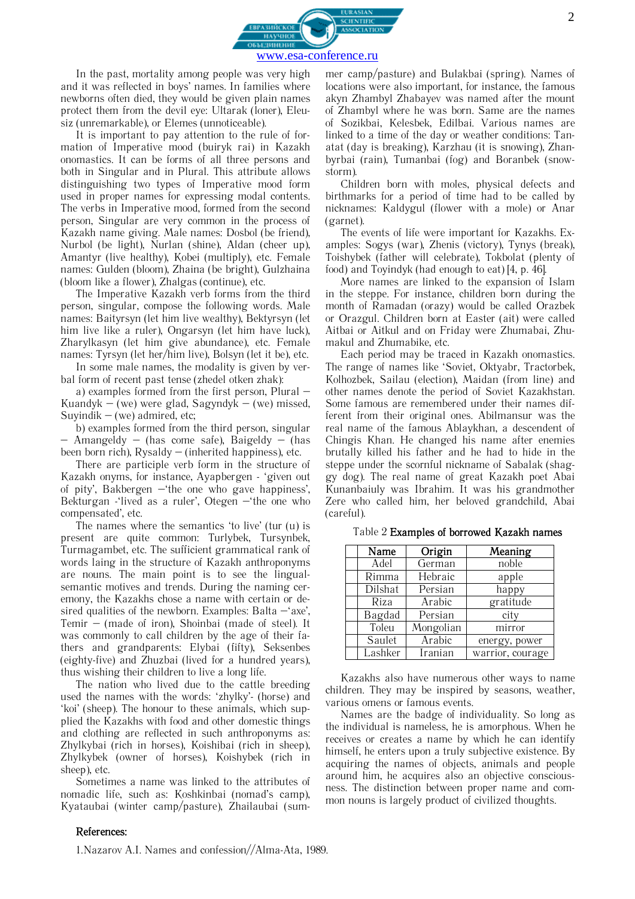In the past, mortality among people was very high and it was reflected in boys' names. In families where newborns often died, they would be given plain names protect them from the devil eye: Ultarak (loner), Eleusiz (unremarkable), or Elemes (unnoticeable).

It is important to pay attention to the rule of formation of Imperative mood (buiryk rai) in Kazakh onomastics. It can be forms of all three persons and both in Singular and in Plural. This attribute allows distinguishing two types of Imperative mood form used in proper names for expressing modal contents. The verbs in Imperative mood, formed from the second person, Singular are very common in the process of Kazakh name giving. Male names: Dosbol (be friend), Nurbol (be light), Nurlan (shine), Aldan (cheer up), Amantyr (live healthy), Kobei (multiply), etc. Female names: Gulden (bloom), Zhaina (be bright), Gulzhaina (bloom like a flower), Zhalgas (continue), etc.

The Imperative Kazakh verb forms from the third person, singular, compose the following words. Male names: Baityrsyn (let him live wealthy), Bektyrsyn (let him live like a ruler), Ongarsyn (let him have luck), Zharylkasyn (let him give abundance), etc. Female names: Tyrsyn (let her/him live), Bolsyn (let it be), etc.

In some male names, the modality is given by verbal form of recent past tense (zhedel otken zhak):

a) examples formed from the first person, Plural – Kuandyk – (we) were glad, Sagyndyk – (we) missed, Suyindik – (we) admired, etc;

b) examples formed from the third person, singular – Amangeldy – (has come safe), Baigeldy – (has been born rich), Rysaldy – (inherited happiness), etc.

There are participle verb form in the structure of Kazakh onyms, for instance, Ayapbergen - 'given out of pity', Bakbergen –'the one who gave happiness', Bekturgan -'lived as a ruler', Otegen –'the one who compensated', etc.

The names where the semantics 'to live' (tur (u) is present are quite common: Turlybek, Tursynbek, Turmagambet, etc. The sufficient grammatical rank of words laing in the structure of Kazakh anthroponyms are nouns. The main point is to see the lingual-semantic motives and trends. During the naming ceremony, the Kazakhs chose a name with certain or desired qualities of the newborn. Examples: Balta –'axe', Temir – (made of iron), Shoinbai (made of steel). It was commonly to call children by the age of their fathers and grandparents: Elybai (fifty), Seksenbes (eighty-five) and Zhuzbai (lived for a hundred years), thus wishing their children to live a long life.

The nation who lived due to the cattle breeding used the names with the words: 'zhylky'- (horse) and 'koi' (sheep). The honour to these animals, which supplied the Kazakhs with food and other domestic things and clothing are reflected in such anthroponyms as: Zhylkybai (rich in horses), Koishibai (rich in sheep), Zhylkybek (owner of horses), Koishybek (rich in sheep), etc.

Sometimes a name was linked to the attributes of nomadic life, such as: Koshkinbai (nomad's camp), Kyataubai (winter camp/pasture), Zhailaubai (summer camp/pasture) and Bulakbai (spring). Names of locations were also important, for instance, the famous akyn Zhambyl Zhabayev was named after the mount of Zhambyl where he was born. Same are the names of Sozikbai, Kelesbek, Edilbai. Various names are linked to a time of the day or weather conditions: Tanatat (day is breaking), Karzhau (it is snowing), Zhanbyrbai (rain), Tumanbai (fog) and Boranbek (snowstorm).

Children born with moles, physical defects and birthmarks for a period of time had to be called by nicknames: Kaldygul (flower with a mole) or Anar (garnet).

The events of life were important for Kazakhs. Examples: Sogys (war), Zhenis (victory), Tynys (break), Toishybek (father will celebrate), Tokbolat (plenty of food) and Toyindyk (had enough to eat) [4, p. 46].

More names are linked to the expansion of Islam in the steppe. For instance, children born during the month of Ramadan (orazy) would be called Orazbek or Orazgul. Children born at Easter (ait) were called Aitbai or Aitkul and on Friday were Zhumabai, Zhumakul and Zhumabike, etc.

Each period may be traced in Kazakh onomastics. The range of names like 'Soviet, Oktyabr, Tractorbek, Kolhozbek, Sailau (election), Maidan (from line) and other names denote the period of Soviet Kazakhstan. Some famous are remembered under their names different from their original ones. Abilmansur was the real name of the famous Ablaykhan, a descendent of Chingis Khan. He changed his name after enemies brutally killed his father and he had to hide in the steppe under the scornful nickname of Sabalak (shaggy dog). The real name of great Kazakh poet Abai Kunanbaiuly was Ibrahim. It was his grandmother Zere who called him, her beloved grandchild, Abai (careful).

Table 2 **Examples of borrowed Kazakh names**

| Name | Origin | Meaning |
|---|---|---|
| Adel | German | noble |
| Rimma | Hebraic | apple |
| Dilshat | Persian | happy |
| Riza | Arabic | gratitude |
| Bagdad | Persian | city |
| Toleu | Mongolian | mirror |
| Saulet | Arabic | energy, power |
| Lashker | Iranian | warrior, courage |

Kazakhs also have numerous other ways to name children. They may be inspired by seasons, weather, various omens or famous events.

Names are the badge of individuality. So long as the individual is nameless, he is amorphous. When he receives or creates a name by which he can identify himself, he enters upon a truly subjective existence. By acquiring the names of objects, animals and people around him, he acquires also an objective consciousness. The distinction between proper name and common nouns is largely product of civilized thoughts.

**References:**

1.Nazarov A.I. Names and confession//Alma-Ata, 1989.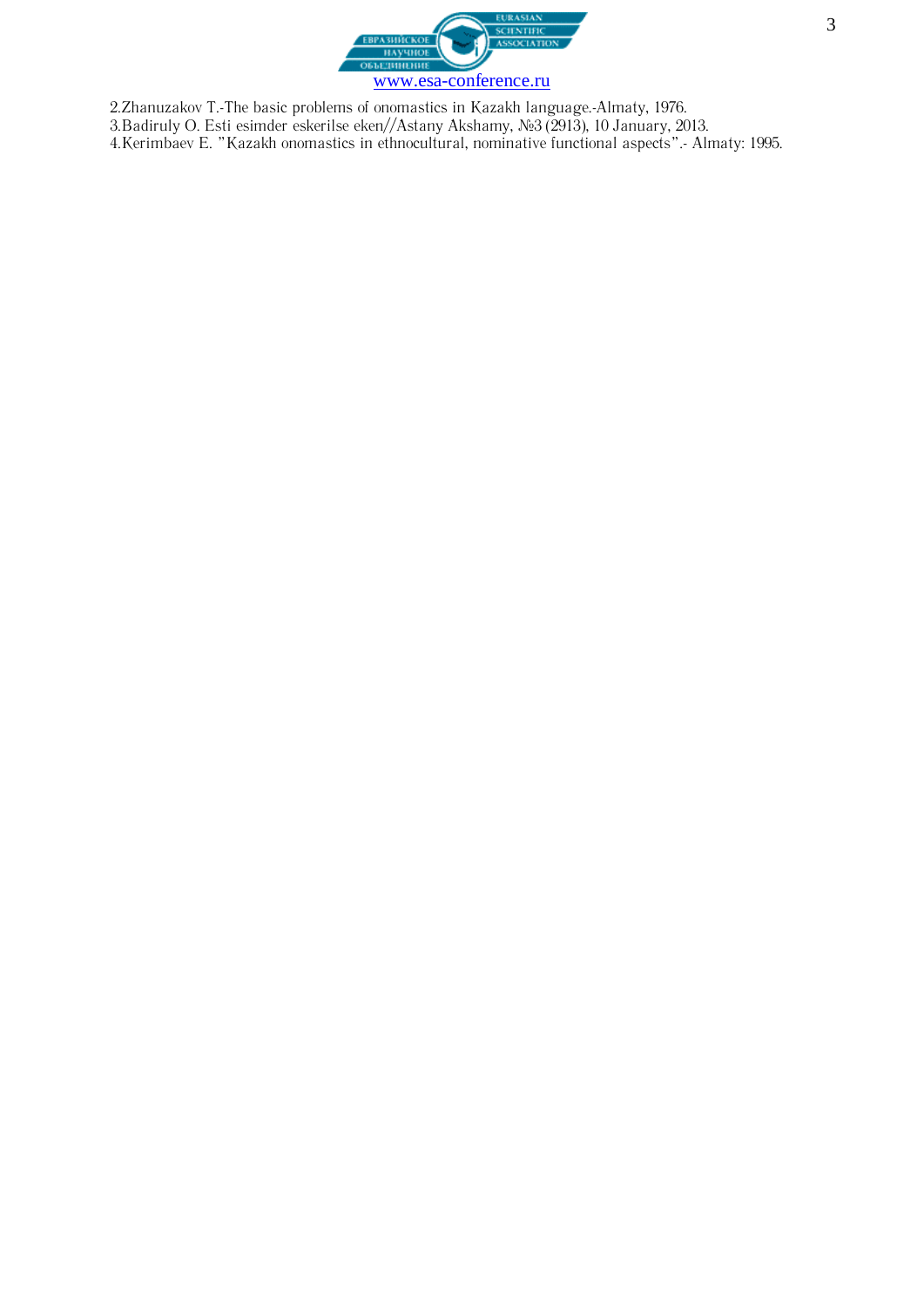2.Zhanuzakov T.-The basic problems of onomastics in Kazakh language.-Almaty, 1976.

3.Badiruly O. Esti esimder eskerilse eken//Astany Akshamy, №3 (2913), 10 January, 2013.

4.Kerimbaev E. "Kazakh onomastics in ethnocultural, nominative functional aspects".- Almaty: 1995.